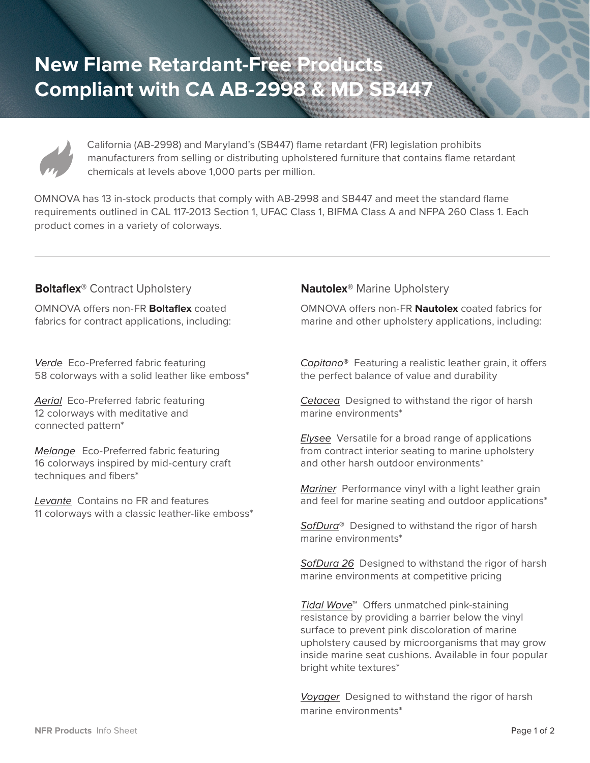# New Flame Retardant-Free Products Compliant with CA AB-2998 & MD SB447

California (AB-2998) and Maryland's (SB447) flame retardant (FR) legislation prohibits manufacturers from selling or distributing upholstered furniture that contains flame retardant chemicals at levels above 1,000 parts per million.

OMNOVA has 13 in-stock products that comply with AB-2998 and SB447 and meet the standard flame requirements outlined in CAL 117-2013 Section 1, UFAC Class 1, BIFMA Class A and NFPA 260 Class 1. Each product comes in a variety of colorways.

---

## **Boltaflex**® Contract Upholstery

OMNOVA offers non-FR **Boltaflex** coated fabrics for contract applications, including:

*Verde* Eco-Preferred fabric featuring 58 colorways with a solid leather like emboss*

*Aerial* Eco-Preferred fabric featuring 12 colorways with meditative and connected pattern*

*Melange* Eco-Preferred fabric featuring 16 colorways inspired by mid-century craft techniques and fibers*

*Levante* Contains no FR and features 11 colorways with a classic leather-like emboss*

## **Nautolex**® Marine Upholstery

OMNOVA offers non-FR **Nautolex** coated fabrics for marine and other upholstery applications, including:

*Capitano*® Featuring a realistic leather grain, it offers the perfect balance of value and durability

*Cetacea* Designed to withstand the rigor of harsh marine environments*

*Elysee* Versatile for a broad range of applications from contract interior seating to marine upholstery and other harsh outdoor environments*

*Mariner* Performance vinyl with a light leather grain and feel for marine seating and outdoor applications*

*SofDura*® Designed to withstand the rigor of harsh marine environments*

*SofDura 26* Designed to withstand the rigor of harsh marine environments at competitive pricing

*Tidal Wave*™ Offers unmatched pink-staining resistance by providing a barrier below the vinyl surface to prevent pink discoloration of marine upholstery caused by microorganisms that may grow inside marine seat cushions. Available in four popular bright white textures*

*Voyager* Designed to withstand the rigor of harsh marine environments*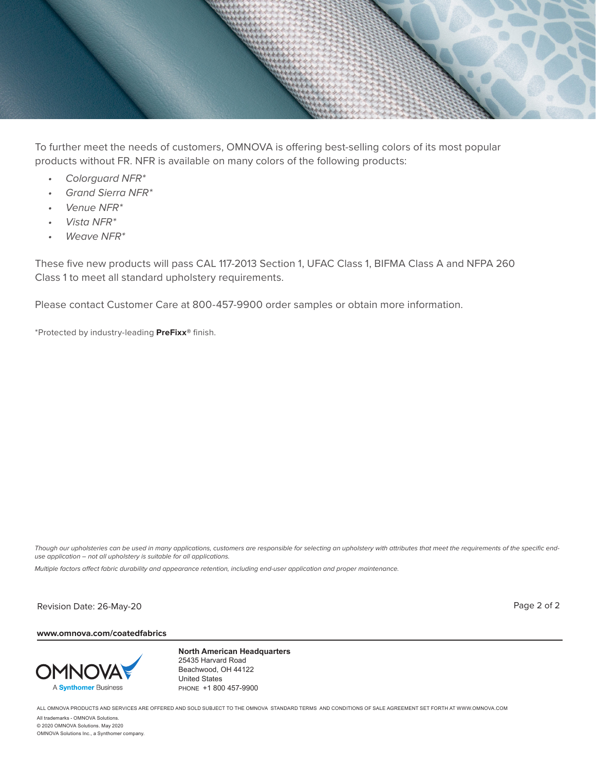To further meet the needs of customers, OMNOVA is offering best-selling colors of its most popular products without FR. NFR is available on many colors of the following products:

- *Colorguard NFR**
- *Grand Sierra NFR**
- *Venue NFR**
- *Vista NFR**
- *Weave NFR**

These five new products will pass CAL 117-2013 Section 1, UFAC Class 1, BIFMA Class A and NFPA 260 Class 1 to meet all standard upholstery requirements.

Please contact Customer Care at 800-457-9900 order samples or obtain more information.

*Protected by industry-leading **PreFixx®** finish.

*Though our upholsteries can be used in many applications, customers are responsible for selecting an upholstery with attributes that meet the requirements of the specific end-use application – not all upholstery is suitable for all applications.*

*Multiple factors affect fabric durability and appearance retention, including end-user application and proper maintenance.*

Revision Date: 26-May-20

**www.omnova.com/coatedfabrics**

OMNOVA
A **Synthomer** Business

**North American Headquarters**
25435 Harvard Road
Beachwood, OH 44122
United States
PHONE +1 800 457-9900

ALL OMNOVA PRODUCTS AND SERVICES ARE OFFERED AND SOLD SUBJECT TO THE OMNOVA STANDARD TERMS AND CONDITIONS OF SALE AGREEMENT SET FORTH AT WWW.OMNOVA.COM

All trademarks - OMNOVA Solutions.
© 2020 OMNOVA Solutions. May 2020
OMNOVA Solutions Inc., a Synthomer company.